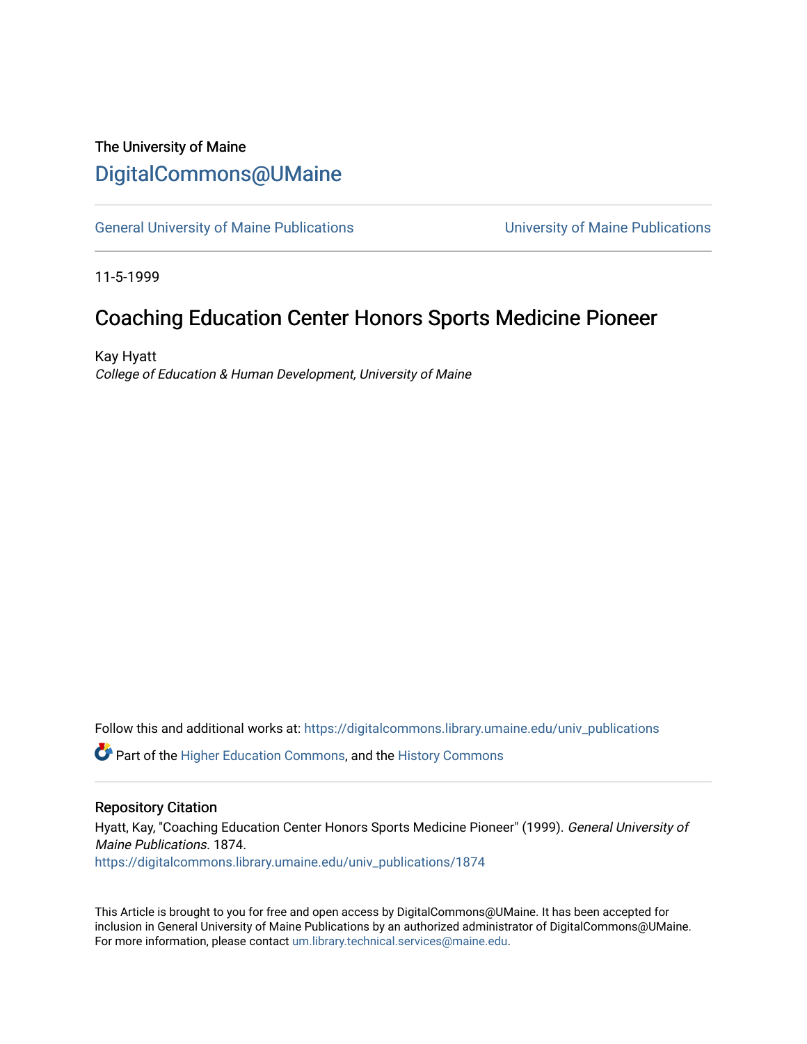The University of Maine

# DigitalCommons@UMaine

General University of Maine Publications | University of Maine Publications

11-5-1999

## Coaching Education Center Honors Sports Medicine Pioneer

Kay Hyatt
*College of Education & Human Development, University of Maine*

Follow this and additional works at: https://digitalcommons.library.umaine.edu/univ_publications

Part of the Higher Education Commons, and the History Commons

### Repository Citation

Hyatt, Kay, "Coaching Education Center Honors Sports Medicine Pioneer" (1999). *General University of Maine Publications*. 1874.
https://digitalcommons.library.umaine.edu/univ_publications/1874

This Article is brought to you for free and open access by DigitalCommons@UMaine. It has been accepted for inclusion in General University of Maine Publications by an authorized administrator of DigitalCommons@UMaine. For more information, please contact um.library.technical.services@maine.edu.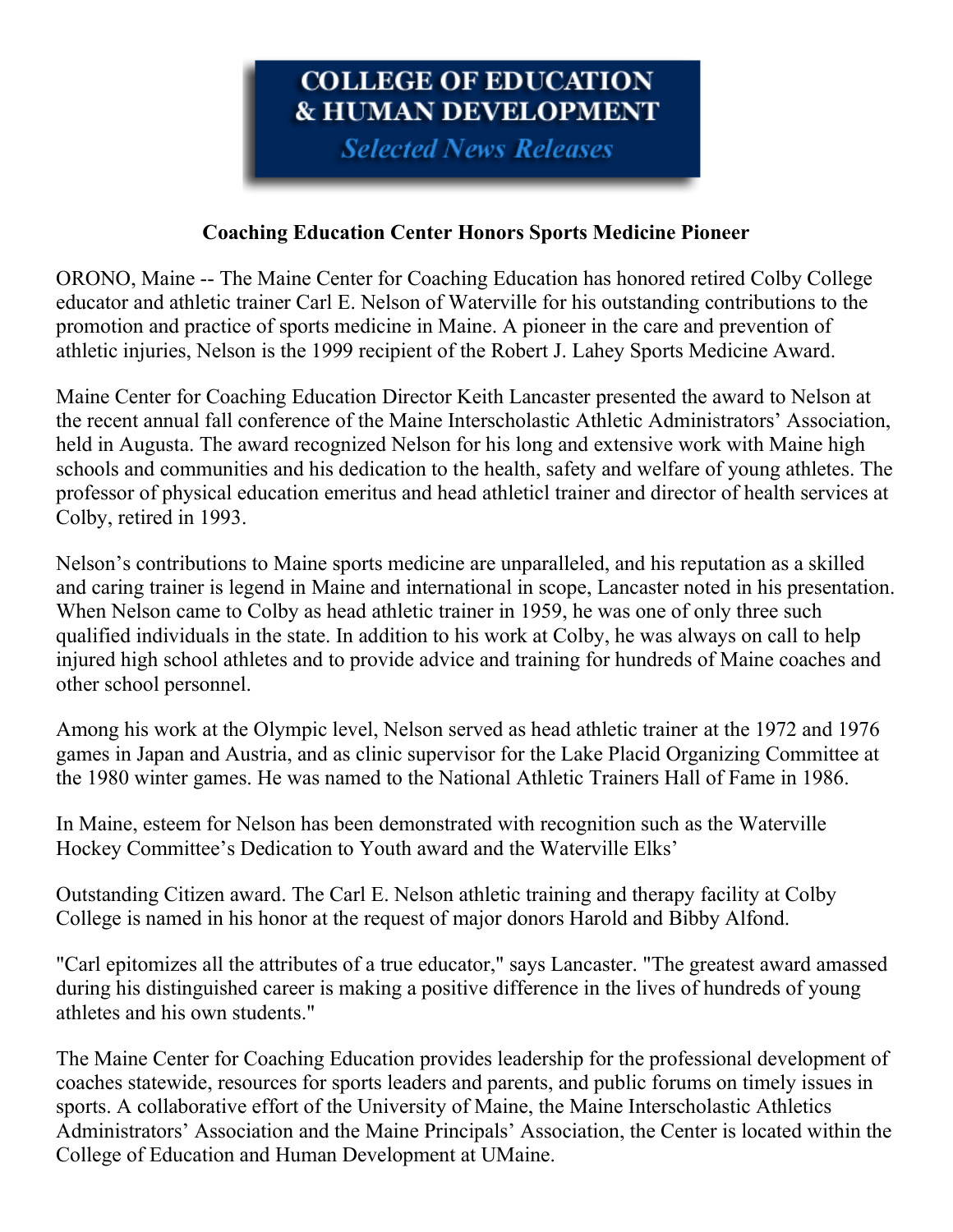# COLLEGE OF EDUCATION & HUMAN DEVELOPMENT

*Selected News Releases*

**Coaching Education Center Honors Sports Medicine Pioneer**

ORONO, Maine -- The Maine Center for Coaching Education has honored retired Colby College educator and athletic trainer Carl E. Nelson of Waterville for his outstanding contributions to the promotion and practice of sports medicine in Maine. A pioneer in the care and prevention of athletic injuries, Nelson is the 1999 recipient of the Robert J. Lahey Sports Medicine Award.

Maine Center for Coaching Education Director Keith Lancaster presented the award to Nelson at the recent annual fall conference of the Maine Interscholastic Athletic Administrators' Association, held in Augusta. The award recognized Nelson for his long and extensive work with Maine high schools and communities and his dedication to the health, safety and welfare of young athletes. The professor of physical education emeritus and head athleticl trainer and director of health services at Colby, retired in 1993.

Nelson's contributions to Maine sports medicine are unparalleled, and his reputation as a skilled and caring trainer is legend in Maine and international in scope, Lancaster noted in his presentation. When Nelson came to Colby as head athletic trainer in 1959, he was one of only three such qualified individuals in the state. In addition to his work at Colby, he was always on call to help injured high school athletes and to provide advice and training for hundreds of Maine coaches and other school personnel.

Among his work at the Olympic level, Nelson served as head athletic trainer at the 1972 and 1976 games in Japan and Austria, and as clinic supervisor for the Lake Placid Organizing Committee at the 1980 winter games. He was named to the National Athletic Trainers Hall of Fame in 1986.

In Maine, esteem for Nelson has been demonstrated with recognition such as the Waterville Hockey Committee's Dedication to Youth award and the Waterville Elks'

Outstanding Citizen award. The Carl E. Nelson athletic training and therapy facility at Colby College is named in his honor at the request of major donors Harold and Bibby Alfond.

"Carl epitomizes all the attributes of a true educator," says Lancaster. "The greatest award amassed during his distinguished career is making a positive difference in the lives of hundreds of young athletes and his own students."

The Maine Center for Coaching Education provides leadership for the professional development of coaches statewide, resources for sports leaders and parents, and public forums on timely issues in sports. A collaborative effort of the University of Maine, the Maine Interscholastic Athletics Administrators' Association and the Maine Principals' Association, the Center is located within the College of Education and Human Development at UMaine.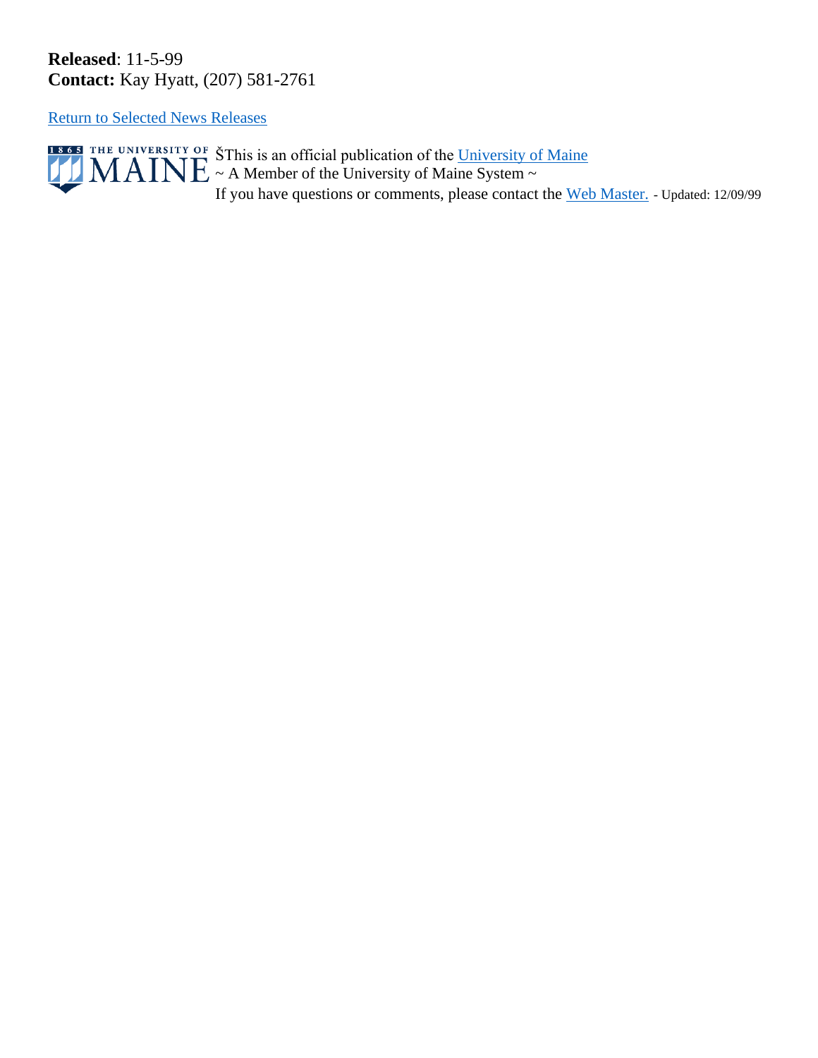**Released**: 11-5-99
**Contact:** Kay Hyatt, (207) 581-2761

[Return to Selected News Releases]

THE UNIVERSITY OF MAINE

ŠThis is an official publication of the [University of Maine]
~ A Member of the University of Maine System ~
If you have questions or comments, please contact the [Web Master.] - Updated: 12/09/99